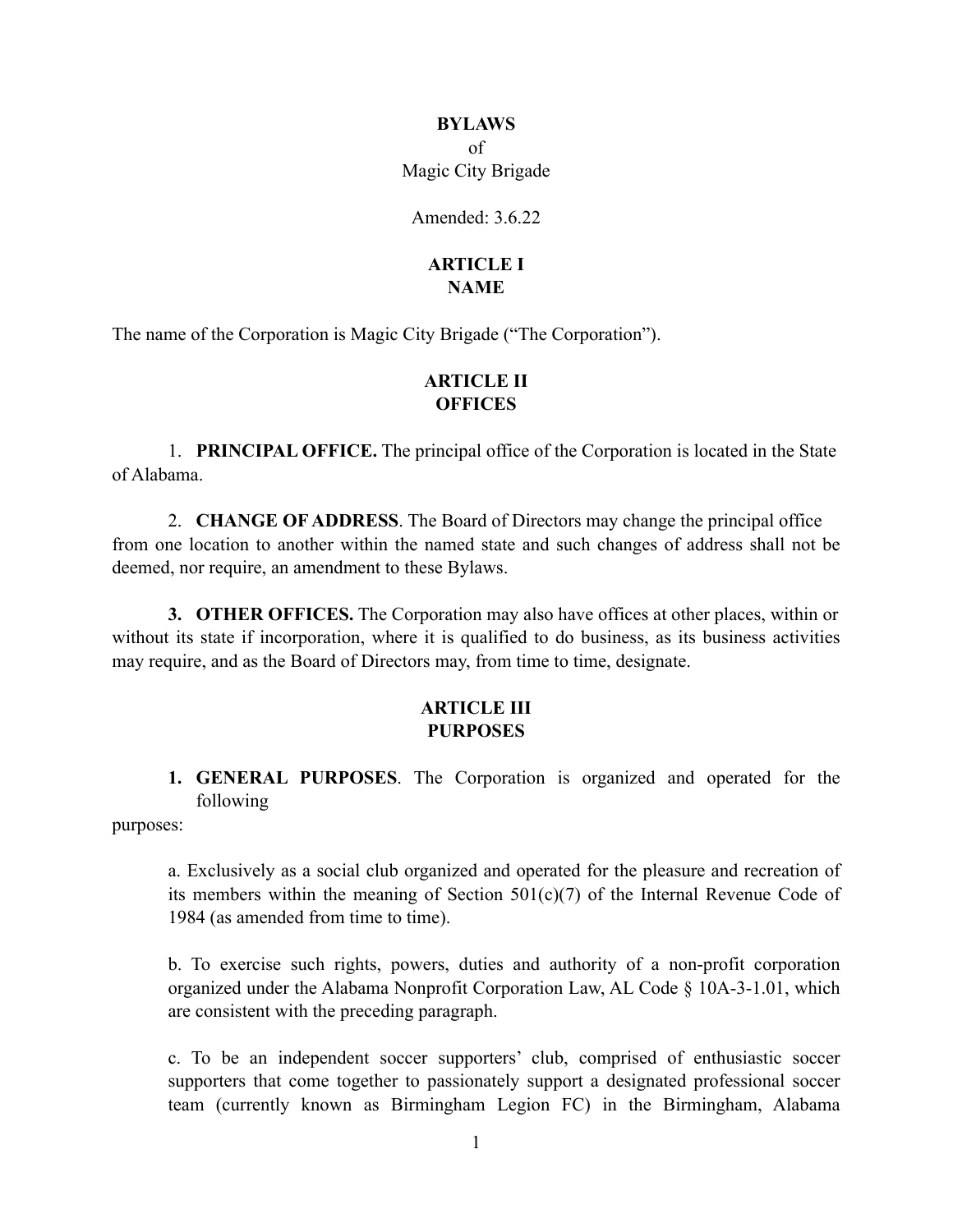**BYLAWS**

of

Magic City Brigade

Amended: 3.6.22

## ARTICLE I
## NAME

The name of the Corporation is Magic City Brigade ("The Corporation").

## ARTICLE II
## OFFICES

1. **PRINCIPAL OFFICE.** The principal office of the Corporation is located in the State of Alabama.

2. **CHANGE OF ADDRESS**. The Board of Directors may change the principal office from one location to another within the named state and such changes of address shall not be deemed, nor require, an amendment to these Bylaws.

3. **OTHER OFFICES.** The Corporation may also have offices at other places, within or without its state if incorporation, where it is qualified to do business, as its business activities may require, and as the Board of Directors may, from time to time, designate.

## ARTICLE III
## PURPOSES

1. **GENERAL PURPOSES**. The Corporation is organized and operated for the following purposes:

   a. Exclusively as a social club organized and operated for the pleasure and recreation of its members within the meaning of Section 501(c)(7) of the Internal Revenue Code of 1984 (as amended from time to time).

   b. To exercise such rights, powers, duties and authority of a non-profit corporation organized under the Alabama Nonprofit Corporation Law, AL Code § 10A-3-1.01, which are consistent with the preceding paragraph.

   c. To be an independent soccer supporters' club, comprised of enthusiastic soccer supporters that come together to passionately support a designated professional soccer team (currently known as Birmingham Legion FC) in the Birmingham, Alabama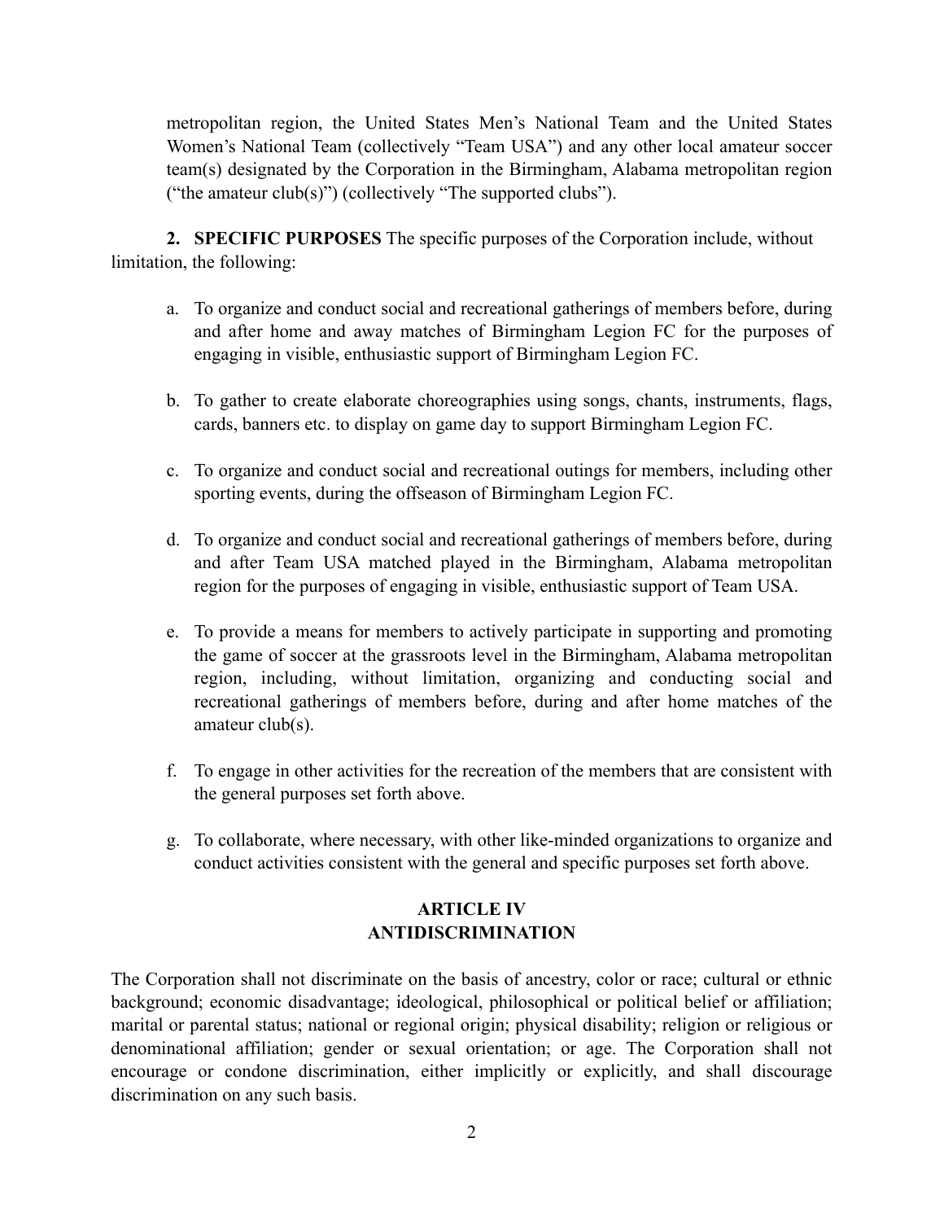metropolitan region, the United States Men's National Team and the United States Women's National Team (collectively "Team USA") and any other local amateur soccer team(s) designated by the Corporation in the Birmingham, Alabama metropolitan region ("the amateur club(s)") (collectively "The supported clubs").

**2. SPECIFIC PURPOSES** The specific purposes of the Corporation include, without limitation, the following:

a. To organize and conduct social and recreational gatherings of members before, during and after home and away matches of Birmingham Legion FC for the purposes of engaging in visible, enthusiastic support of Birmingham Legion FC.

b. To gather to create elaborate choreographies using songs, chants, instruments, flags, cards, banners etc. to display on game day to support Birmingham Legion FC.

c. To organize and conduct social and recreational outings for members, including other sporting events, during the offseason of Birmingham Legion FC.

d. To organize and conduct social and recreational gatherings of members before, during and after Team USA matched played in the Birmingham, Alabama metropolitan region for the purposes of engaging in visible, enthusiastic support of Team USA.

e. To provide a means for members to actively participate in supporting and promoting the game of soccer at the grassroots level in the Birmingham, Alabama metropolitan region, including, without limitation, organizing and conducting social and recreational gatherings of members before, during and after home matches of the amateur club(s).

f. To engage in other activities for the recreation of the members that are consistent with the general purposes set forth above.

g. To collaborate, where necessary, with other like-minded organizations to organize and conduct activities consistent with the general and specific purposes set forth above.

## ARTICLE IV
## ANTIDISCRIMINATION

The Corporation shall not discriminate on the basis of ancestry, color or race; cultural or ethnic background; economic disadvantage; ideological, philosophical or political belief or affiliation; marital or parental status; national or regional origin; physical disability; religion or religious or denominational affiliation; gender or sexual orientation; or age. The Corporation shall not encourage or condone discrimination, either implicitly or explicitly, and shall discourage discrimination on any such basis.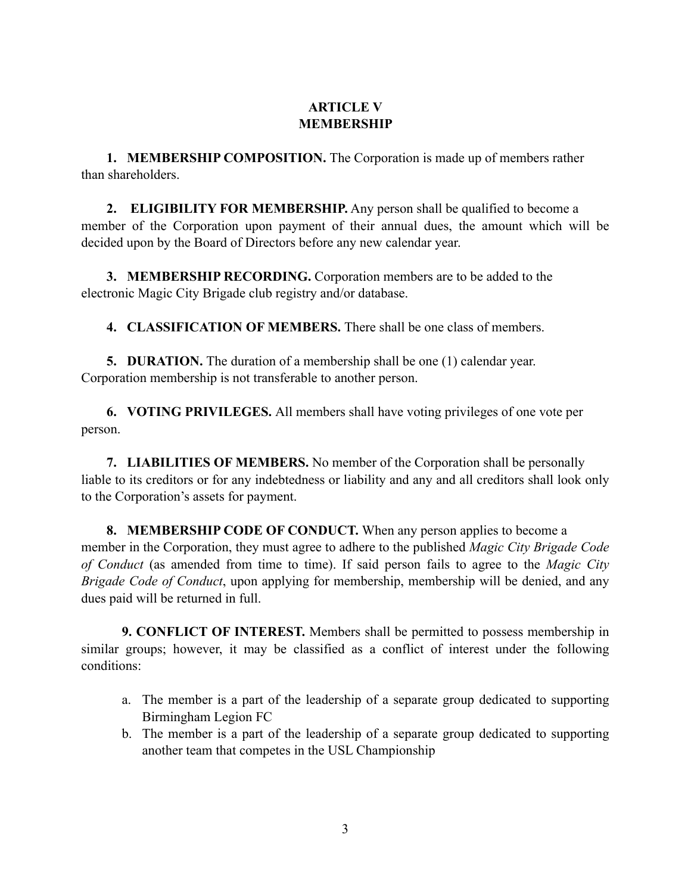## ARTICLE V
## MEMBERSHIP

1. **MEMBERSHIP COMPOSITION.** The Corporation is made up of members rather than shareholders.

2. **ELIGIBILITY FOR MEMBERSHIP.** Any person shall be qualified to become a member of the Corporation upon payment of their annual dues, the amount which will be decided upon by the Board of Directors before any new calendar year.

3. **MEMBERSHIP RECORDING.** Corporation members are to be added to the electronic Magic City Brigade club registry and/or database.

4. **CLASSIFICATION OF MEMBERS.** There shall be one class of members.

5. **DURATION.** The duration of a membership shall be one (1) calendar year. Corporation membership is not transferable to another person.

6. **VOTING PRIVILEGES.** All members shall have voting privileges of one vote per person.

7. **LIABILITIES OF MEMBERS.** No member of the Corporation shall be personally liable to its creditors or for any indebtedness or liability and any and all creditors shall look only to the Corporation's assets for payment.

8. **MEMBERSHIP CODE OF CONDUCT.** When any person applies to become a member in the Corporation, they must agree to adhere to the published *Magic City Brigade Code of Conduct* (as amended from time to time). If said person fails to agree to the *Magic City Brigade Code of Conduct*, upon applying for membership, membership will be denied, and any dues paid will be returned in full.

9. **CONFLICT OF INTEREST.** Members shall be permitted to possess membership in similar groups; however, it may be classified as a conflict of interest under the following conditions:

   a. The member is a part of the leadership of a separate group dedicated to supporting Birmingham Legion FC
   b. The member is a part of the leadership of a separate group dedicated to supporting another team that competes in the USL Championship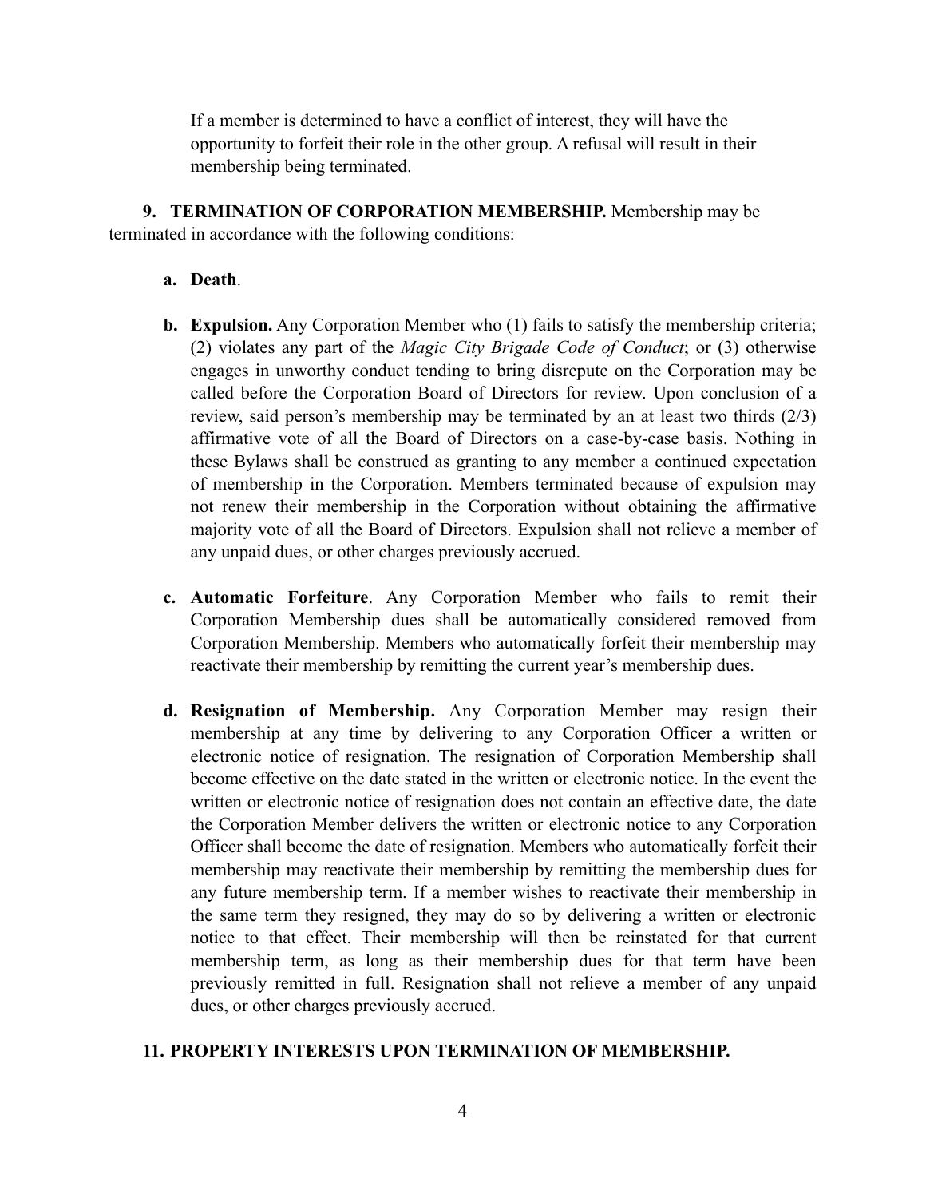If a member is determined to have a conflict of interest, they will have the opportunity to forfeit their role in the other group. A refusal will result in their membership being terminated.

**9. TERMINATION OF CORPORATION MEMBERSHIP.** Membership may be terminated in accordance with the following conditions:

- **a. Death**.

- **b. Expulsion.** Any Corporation Member who (1) fails to satisfy the membership criteria; (2) violates any part of the *Magic City Brigade Code of Conduct*; or (3) otherwise engages in unworthy conduct tending to bring disrepute on the Corporation may be called before the Corporation Board of Directors for review. Upon conclusion of a review, said person's membership may be terminated by an at least two thirds (2/3) affirmative vote of all the Board of Directors on a case-by-case basis. Nothing in these Bylaws shall be construed as granting to any member a continued expectation of membership in the Corporation. Members terminated because of expulsion may not renew their membership in the Corporation without obtaining the affirmative majority vote of all the Board of Directors. Expulsion shall not relieve a member of any unpaid dues, or other charges previously accrued.

- **c. Automatic Forfeiture**. Any Corporation Member who fails to remit their Corporation Membership dues shall be automatically considered removed from Corporation Membership. Members who automatically forfeit their membership may reactivate their membership by remitting the current year's membership dues.

- **d. Resignation of Membership.** Any Corporation Member may resign their membership at any time by delivering to any Corporation Officer a written or electronic notice of resignation. The resignation of Corporation Membership shall become effective on the date stated in the written or electronic notice. In the event the written or electronic notice of resignation does not contain an effective date, the date the Corporation Member delivers the written or electronic notice to any Corporation Officer shall become the date of resignation. Members who automatically forfeit their membership may reactivate their membership by remitting the membership dues for any future membership term. If a member wishes to reactivate their membership in the same term they resigned, they may do so by delivering a written or electronic notice to that effect. Their membership will then be reinstated for that current membership term, as long as their membership dues for that term have been previously remitted in full. Resignation shall not relieve a member of any unpaid dues, or other charges previously accrued.

**11. PROPERTY INTERESTS UPON TERMINATION OF MEMBERSHIP.**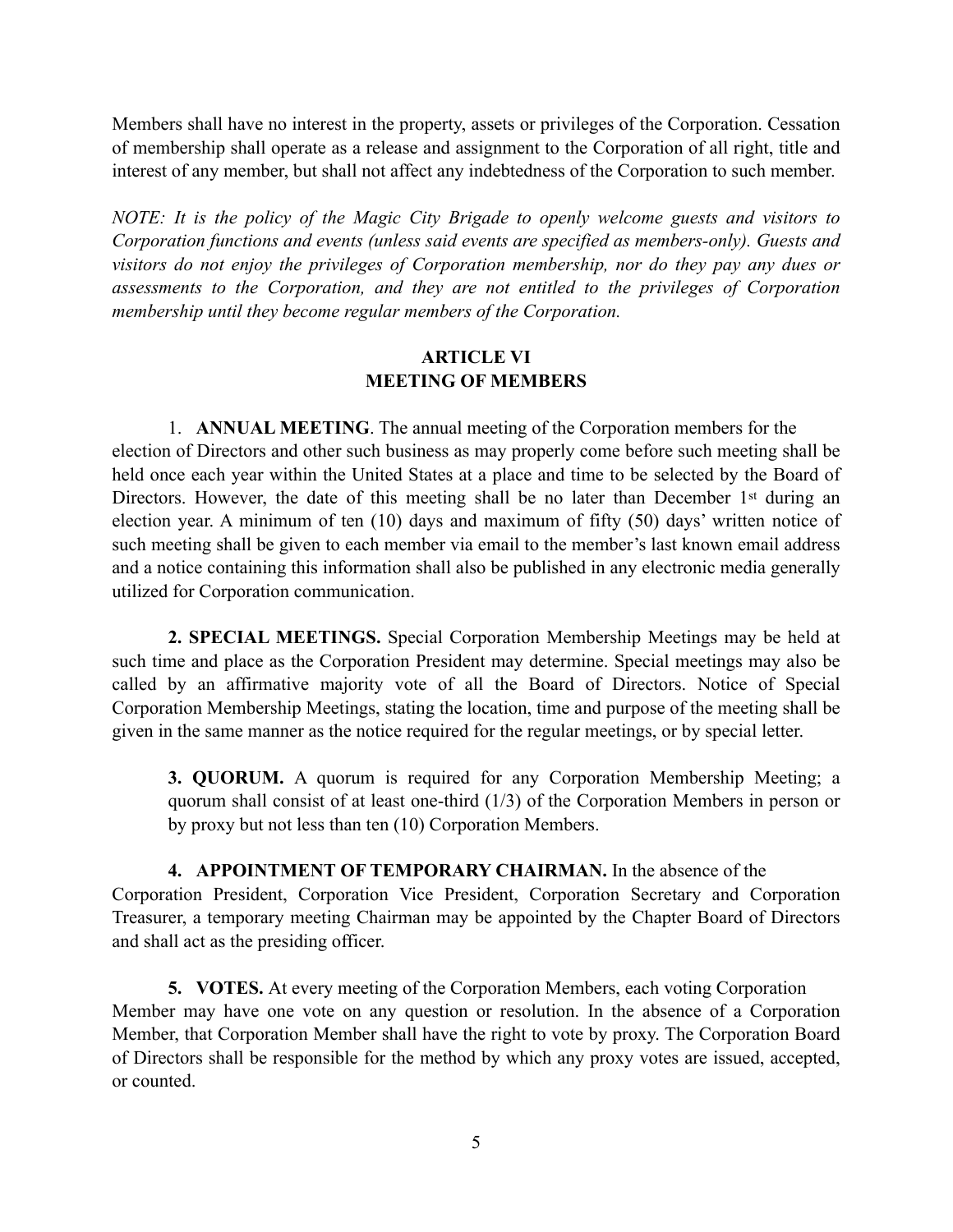Members shall have no interest in the property, assets or privileges of the Corporation. Cessation of membership shall operate as a release and assignment to the Corporation of all right, title and interest of any member, but shall not affect any indebtedness of the Corporation to such member.

*NOTE: It is the policy of the Magic City Brigade to openly welcome guests and visitors to Corporation functions and events (unless said events are specified as members-only). Guests and visitors do not enjoy the privileges of Corporation membership, nor do they pay any dues or assessments to the Corporation, and they are not entitled to the privileges of Corporation membership until they become regular members of the Corporation.*

## ARTICLE VI
## MEETING OF MEMBERS

1. **ANNUAL MEETING**. The annual meeting of the Corporation members for the election of Directors and other such business as may properly come before such meeting shall be held once each year within the United States at a place and time to be selected by the Board of Directors. However, the date of this meeting shall be no later than December 1st during an election year. A minimum of ten (10) days and maximum of fifty (50) days' written notice of such meeting shall be given to each member via email to the member's last known email address and a notice containing this information shall also be published in any electronic media generally utilized for Corporation communication.

**2. SPECIAL MEETINGS.** Special Corporation Membership Meetings may be held at such time and place as the Corporation President may determine. Special meetings may also be called by an affirmative majority vote of all the Board of Directors. Notice of Special Corporation Membership Meetings, stating the location, time and purpose of the meeting shall be given in the same manner as the notice required for the regular meetings, or by special letter.

**3. QUORUM.** A quorum is required for any Corporation Membership Meeting; a quorum shall consist of at least one-third (1/3) of the Corporation Members in person or by proxy but not less than ten (10) Corporation Members.

**4. APPOINTMENT OF TEMPORARY CHAIRMAN.** In the absence of the Corporation President, Corporation Vice President, Corporation Secretary and Corporation Treasurer, a temporary meeting Chairman may be appointed by the Chapter Board of Directors and shall act as the presiding officer.

**5. VOTES.** At every meeting of the Corporation Members, each voting Corporation Member may have one vote on any question or resolution. In the absence of a Corporation Member, that Corporation Member shall have the right to vote by proxy. The Corporation Board of Directors shall be responsible for the method by which any proxy votes are issued, accepted, or counted.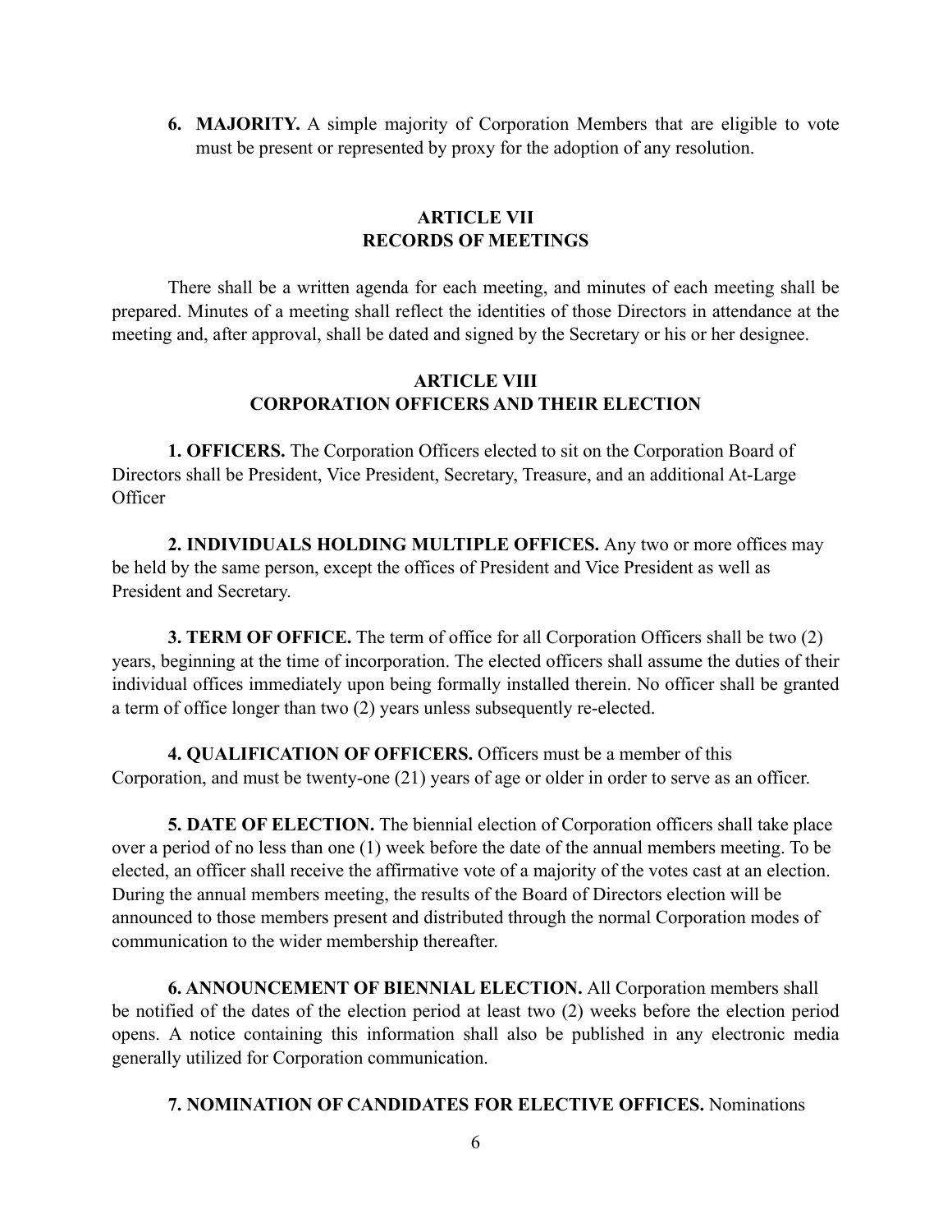6. **MAJORITY.** A simple majority of Corporation Members that are eligible to vote must be present or represented by proxy for the adoption of any resolution.

## ARTICLE VII
## RECORDS OF MEETINGS

There shall be a written agenda for each meeting, and minutes of each meeting shall be prepared. Minutes of a meeting shall reflect the identities of those Directors in attendance at the meeting and, after approval, shall be dated and signed by the Secretary or his or her designee.

## ARTICLE VIII
## CORPORATION OFFICERS AND THEIR ELECTION

**1. OFFICERS.** The Corporation Officers elected to sit on the Corporation Board of Directors shall be President, Vice President, Secretary, Treasure, and an additional At-Large Officer

**2. INDIVIDUALS HOLDING MULTIPLE OFFICES.** Any two or more offices may be held by the same person, except the offices of President and Vice President as well as President and Secretary.

**3. TERM OF OFFICE.** The term of office for all Corporation Officers shall be two (2) years, beginning at the time of incorporation. The elected officers shall assume the duties of their individual offices immediately upon being formally installed therein. No officer shall be granted a term of office longer than two (2) years unless subsequently re-elected.

**4. QUALIFICATION OF OFFICERS.** Officers must be a member of this Corporation, and must be twenty-one (21) years of age or older in order to serve as an officer.

**5. DATE OF ELECTION.** The biennial election of Corporation officers shall take place over a period of no less than one (1) week before the date of the annual members meeting. To be elected, an officer shall receive the affirmative vote of a majority of the votes cast at an election. During the annual members meeting, the results of the Board of Directors election will be announced to those members present and distributed through the normal Corporation modes of communication to the wider membership thereafter.

**6. ANNOUNCEMENT OF BIENNIAL ELECTION.** All Corporation members shall be notified of the dates of the election period at least two (2) weeks before the election period opens. A notice containing this information shall also be published in any electronic media generally utilized for Corporation communication.

**7. NOMINATION OF CANDIDATES FOR ELECTIVE OFFICES.** Nominations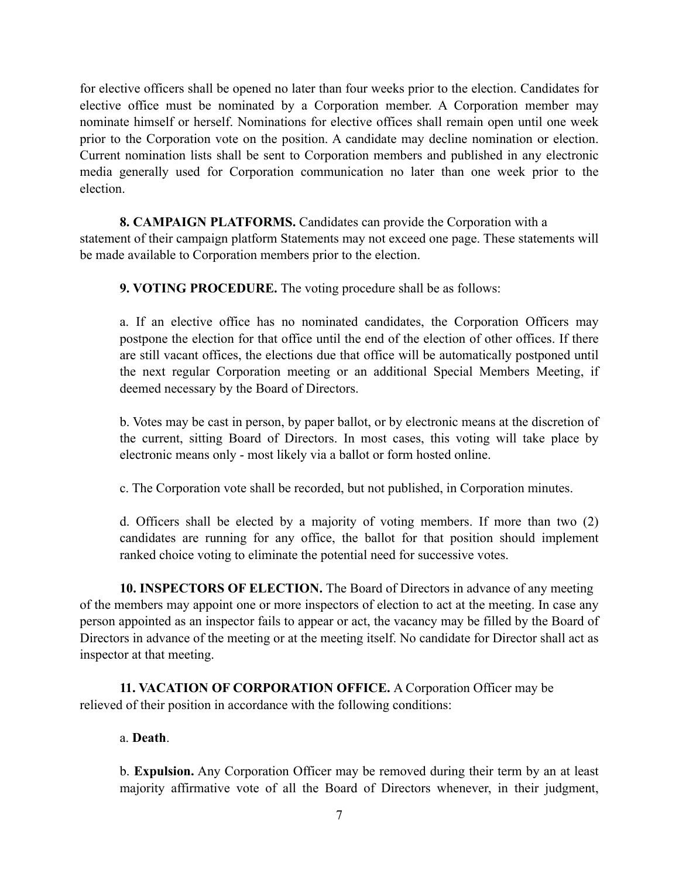for elective officers shall be opened no later than four weeks prior to the election. Candidates for elective office must be nominated by a Corporation member. A Corporation member may nominate himself or herself. Nominations for elective offices shall remain open until one week prior to the Corporation vote on the position. A candidate may decline nomination or election. Current nomination lists shall be sent to Corporation members and published in any electronic media generally used for Corporation communication no later than one week prior to the election.

**8. CAMPAIGN PLATFORMS.** Candidates can provide the Corporation with a statement of their campaign platform Statements may not exceed one page. These statements will be made available to Corporation members prior to the election.

**9. VOTING PROCEDURE.** The voting procedure shall be as follows:

a. If an elective office has no nominated candidates, the Corporation Officers may postpone the election for that office until the end of the election of other offices. If there are still vacant offices, the elections due that office will be automatically postponed until the next regular Corporation meeting or an additional Special Members Meeting, if deemed necessary by the Board of Directors.

b. Votes may be cast in person, by paper ballot, or by electronic means at the discretion of the current, sitting Board of Directors. In most cases, this voting will take place by electronic means only - most likely via a ballot or form hosted online.

c. The Corporation vote shall be recorded, but not published, in Corporation minutes.

d. Officers shall be elected by a majority of voting members. If more than two (2) candidates are running for any office, the ballot for that position should implement ranked choice voting to eliminate the potential need for successive votes.

**10. INSPECTORS OF ELECTION.** The Board of Directors in advance of any meeting of the members may appoint one or more inspectors of election to act at the meeting. In case any person appointed as an inspector fails to appear or act, the vacancy may be filled by the Board of Directors in advance of the meeting or at the meeting itself. No candidate for Director shall act as inspector at that meeting.

**11. VACATION OF CORPORATION OFFICE.** A Corporation Officer may be relieved of their position in accordance with the following conditions:

a. **Death**.

b. **Expulsion.** Any Corporation Officer may be removed during their term by an at least majority affirmative vote of all the Board of Directors whenever, in their judgment,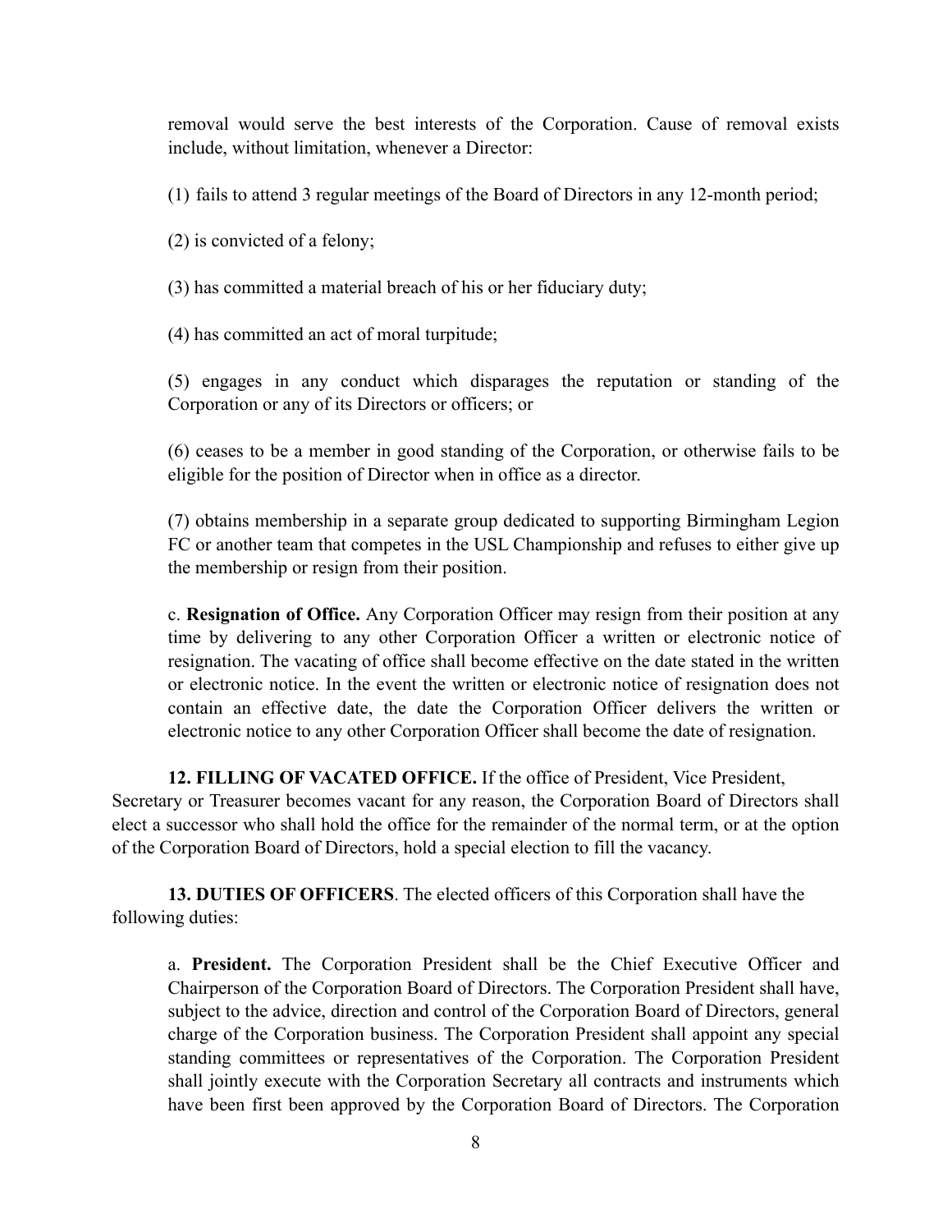removal would serve the best interests of the Corporation. Cause of removal exists include, without limitation, whenever a Director:

(1) fails to attend 3 regular meetings of the Board of Directors in any 12-month period;

(2) is convicted of a felony;

(3) has committed a material breach of his or her fiduciary duty;

(4) has committed an act of moral turpitude;

(5) engages in any conduct which disparages the reputation or standing of the Corporation or any of its Directors or officers; or

(6) ceases to be a member in good standing of the Corporation, or otherwise fails to be eligible for the position of Director when in office as a director.

(7) obtains membership in a separate group dedicated to supporting Birmingham Legion FC or another team that competes in the USL Championship and refuses to either give up the membership or resign from their position.

c. **Resignation of Office.** Any Corporation Officer may resign from their position at any time by delivering to any other Corporation Officer a written or electronic notice of resignation. The vacating of office shall become effective on the date stated in the written or electronic notice. In the event the written or electronic notice of resignation does not contain an effective date, the date the Corporation Officer delivers the written or electronic notice to any other Corporation Officer shall become the date of resignation.

**12. FILLING OF VACATED OFFICE.** If the office of President, Vice President, Secretary or Treasurer becomes vacant for any reason, the Corporation Board of Directors shall elect a successor who shall hold the office for the remainder of the normal term, or at the option of the Corporation Board of Directors, hold a special election to fill the vacancy.

**13. DUTIES OF OFFICERS**. The elected officers of this Corporation shall have the following duties:

a. **President.** The Corporation President shall be the Chief Executive Officer and Chairperson of the Corporation Board of Directors. The Corporation President shall have, subject to the advice, direction and control of the Corporation Board of Directors, general charge of the Corporation business. The Corporation President shall appoint any special standing committees or representatives of the Corporation. The Corporation President shall jointly execute with the Corporation Secretary all contracts and instruments which have been first been approved by the Corporation Board of Directors. The Corporation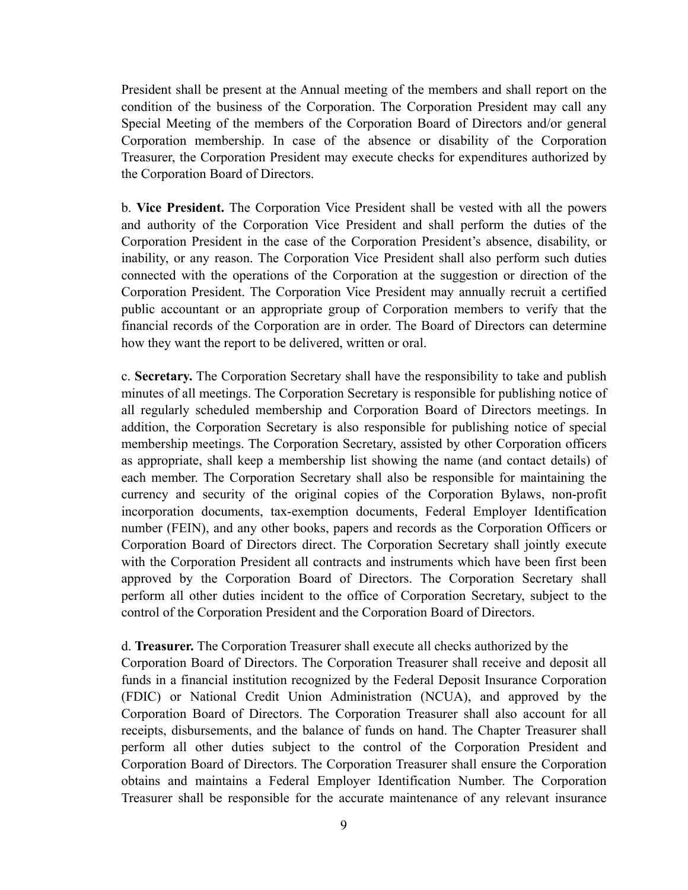President shall be present at the Annual meeting of the members and shall report on the condition of the business of the Corporation. The Corporation President may call any Special Meeting of the members of the Corporation Board of Directors and/or general Corporation membership. In case of the absence or disability of the Corporation Treasurer, the Corporation President may execute checks for expenditures authorized by the Corporation Board of Directors.

b. **Vice President.** The Corporation Vice President shall be vested with all the powers and authority of the Corporation Vice President and shall perform the duties of the Corporation President in the case of the Corporation President's absence, disability, or inability, or any reason. The Corporation Vice President shall also perform such duties connected with the operations of the Corporation at the suggestion or direction of the Corporation President. The Corporation Vice President may annually recruit a certified public accountant or an appropriate group of Corporation members to verify that the financial records of the Corporation are in order. The Board of Directors can determine how they want the report to be delivered, written or oral.

c. **Secretary.** The Corporation Secretary shall have the responsibility to take and publish minutes of all meetings. The Corporation Secretary is responsible for publishing notice of all regularly scheduled membership and Corporation Board of Directors meetings. In addition, the Corporation Secretary is also responsible for publishing notice of special membership meetings. The Corporation Secretary, assisted by other Corporation officers as appropriate, shall keep a membership list showing the name (and contact details) of each member. The Corporation Secretary shall also be responsible for maintaining the currency and security of the original copies of the Corporation Bylaws, non-profit incorporation documents, tax-exemption documents, Federal Employer Identification number (FEIN), and any other books, papers and records as the Corporation Officers or Corporation Board of Directors direct. The Corporation Secretary shall jointly execute with the Corporation President all contracts and instruments which have first been approved by the Corporation Board of Directors. The Corporation Secretary shall perform all other duties incident to the office of Corporation Secretary, subject to the control of the Corporation President and the Corporation Board of Directors.

d. **Treasurer.** The Corporation Treasurer shall execute all checks authorized by the Corporation Board of Directors. The Corporation Treasurer shall receive and deposit all funds in a financial institution recognized by the Federal Deposit Insurance Corporation (FDIC) or National Credit Union Administration (NCUA), and approved by the Corporation Board of Directors. The Corporation Treasurer shall also account for all receipts, disbursements, and the balance of funds on hand. The Chapter Treasurer shall perform all other duties subject to the control of the Corporation President and Corporation Board of Directors. The Corporation Treasurer shall ensure the Corporation obtains and maintains a Federal Employer Identification Number. The Corporation Treasurer shall be responsible for the accurate maintenance of any relevant insurance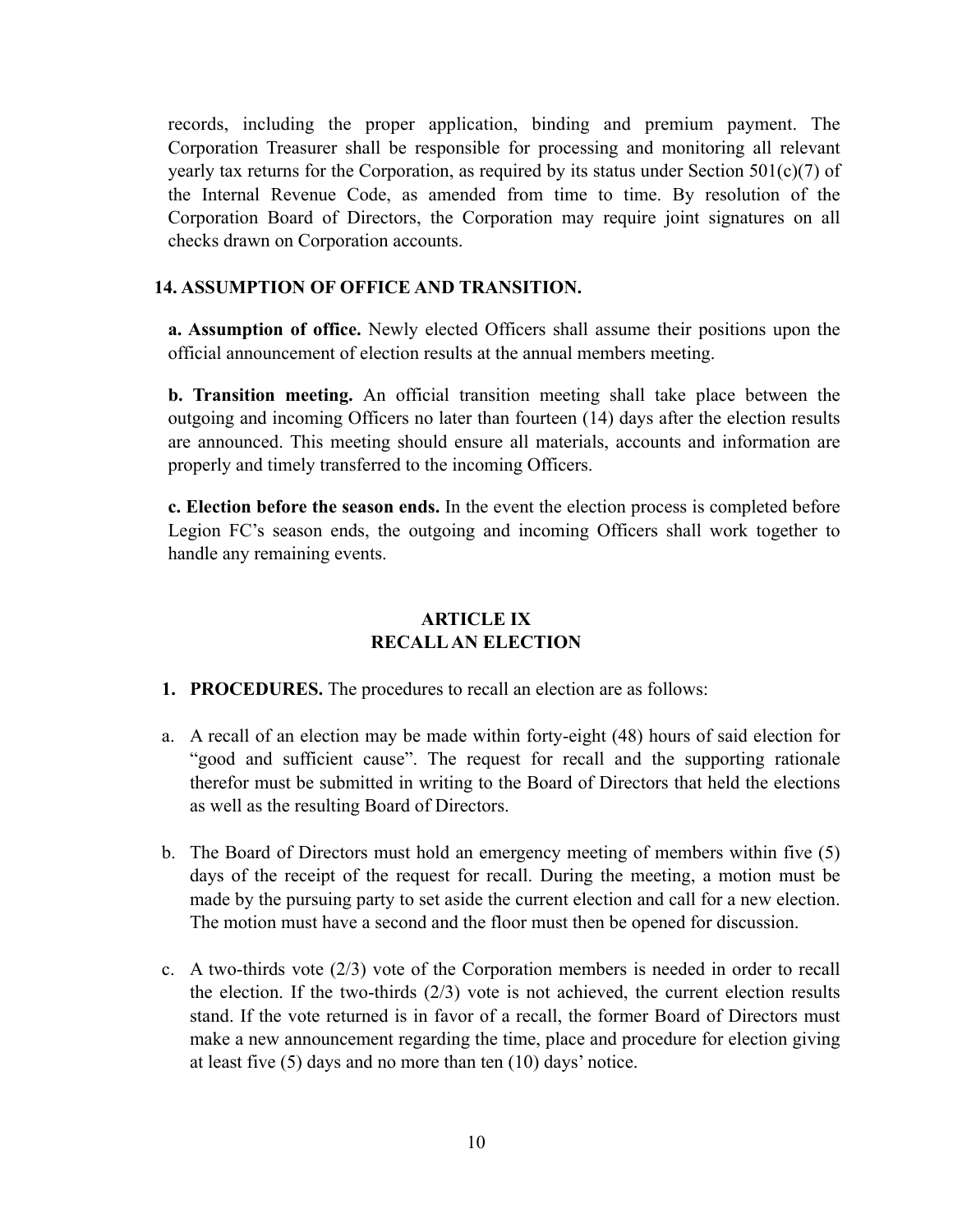records, including the proper application, binding and premium payment. The Corporation Treasurer shall be responsible for processing and monitoring all relevant yearly tax returns for the Corporation, as required by its status under Section 501(c)(7) of the Internal Revenue Code, as amended from time to time. By resolution of the Corporation Board of Directors, the Corporation may require joint signatures on all checks drawn on Corporation accounts.

**14. ASSUMPTION OF OFFICE AND TRANSITION.**

**a. Assumption of office.** Newly elected Officers shall assume their positions upon the official announcement of election results at the annual members meeting.

**b. Transition meeting.** An official transition meeting shall take place between the outgoing and incoming Officers no later than fourteen (14) days after the election results are announced. This meeting should ensure all materials, accounts and information are properly and timely transferred to the incoming Officers.

**c. Election before the season ends.** In the event the election process is completed before Legion FC's season ends, the outgoing and incoming Officers shall work together to handle any remaining events.

## ARTICLE IX
## RECALL AN ELECTION

1. **PROCEDURES.** The procedures to recall an election are as follows:

a. A recall of an election may be made within forty-eight (48) hours of said election for "good and sufficient cause". The request for recall and the supporting rationale therefor must be submitted in writing to the Board of Directors that held the elections as well as the resulting Board of Directors.

b. The Board of Directors must hold an emergency meeting of members within five (5) days of the receipt of the request for recall. During the meeting, a motion must be made by the pursuing party to set aside the current election and call for a new election. The motion must have a second and the floor must then be opened for discussion.

c. A two-thirds vote (2/3) vote of the Corporation members is needed in order to recall the election. If the two-thirds (2/3) vote is not achieved, the current election results stand. If the vote returned is in favor of a recall, the former Board of Directors must make a new announcement regarding the time, place and procedure for election giving at least five (5) days and no more than ten (10) days' notice.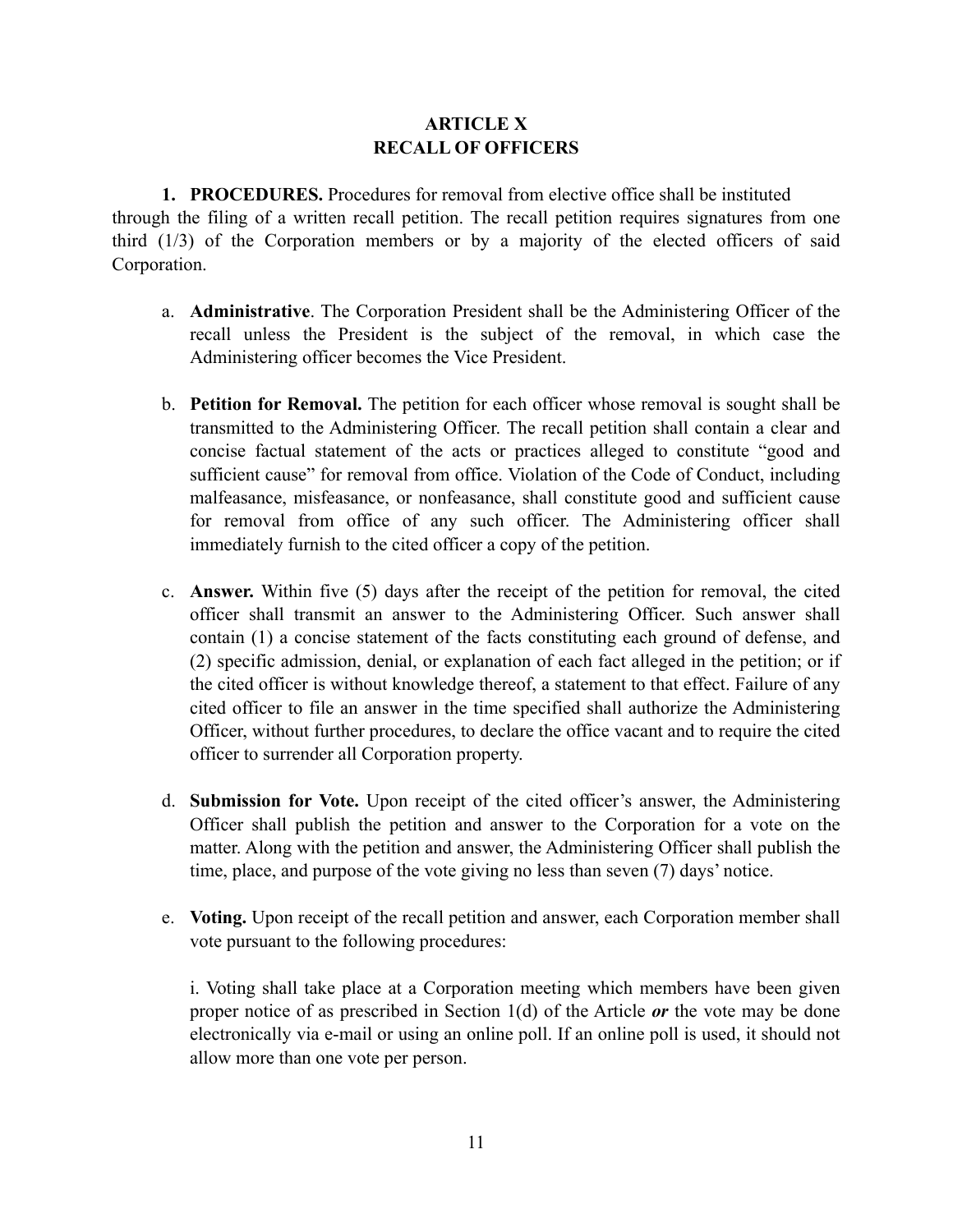# ARTICLE X
# RECALL OF OFFICERS

**1. PROCEDURES.** Procedures for removal from elective office shall be instituted through the filing of a written recall petition. The recall petition requires signatures from one third (1/3) of the Corporation members or by a majority of the elected officers of said Corporation.

a. **Administrative**. The Corporation President shall be the Administering Officer of the recall unless the President is the subject of the removal, in which case the Administering officer becomes the Vice President.

b. **Petition for Removal.** The petition for each officer whose removal is sought shall be transmitted to the Administering Officer. The recall petition shall contain a clear and concise factual statement of the acts or practices alleged to constitute "good and sufficient cause" for removal from office. Violation of the Code of Conduct, including malfeasance, misfeasance, or nonfeasance, shall constitute good and sufficient cause for removal from office of any such officer. The Administering officer shall immediately furnish to the cited officer a copy of the petition.

c. **Answer.** Within five (5) days after the receipt of the petition for removal, the cited officer shall transmit an answer to the Administering Officer. Such answer shall contain (1) a concise statement of the facts constituting each ground of defense, and (2) specific admission, denial, or explanation of each fact alleged in the petition; or if the cited officer is without knowledge thereof, a statement to that effect. Failure of any cited officer to file an answer in the time specified shall authorize the Administering Officer, without further procedures, to declare the office vacant and to require the cited officer to surrender all Corporation property.

d. **Submission for Vote.** Upon receipt of the cited officer's answer, the Administering Officer shall publish the petition and answer to the Corporation for a vote on the matter. Along with the petition and answer, the Administering Officer shall publish the time, place, and purpose of the vote giving no less than seven (7) days' notice.

e. **Voting.** Upon receipt of the recall petition and answer, each Corporation member shall vote pursuant to the following procedures:

   i. Voting shall take place at a Corporation meeting which members have been given proper notice of as prescribed in Section 1(d) of the Article ***or*** the vote may be done electronically via e-mail or using an online poll. If an online poll is used, it should not allow more than one vote per person.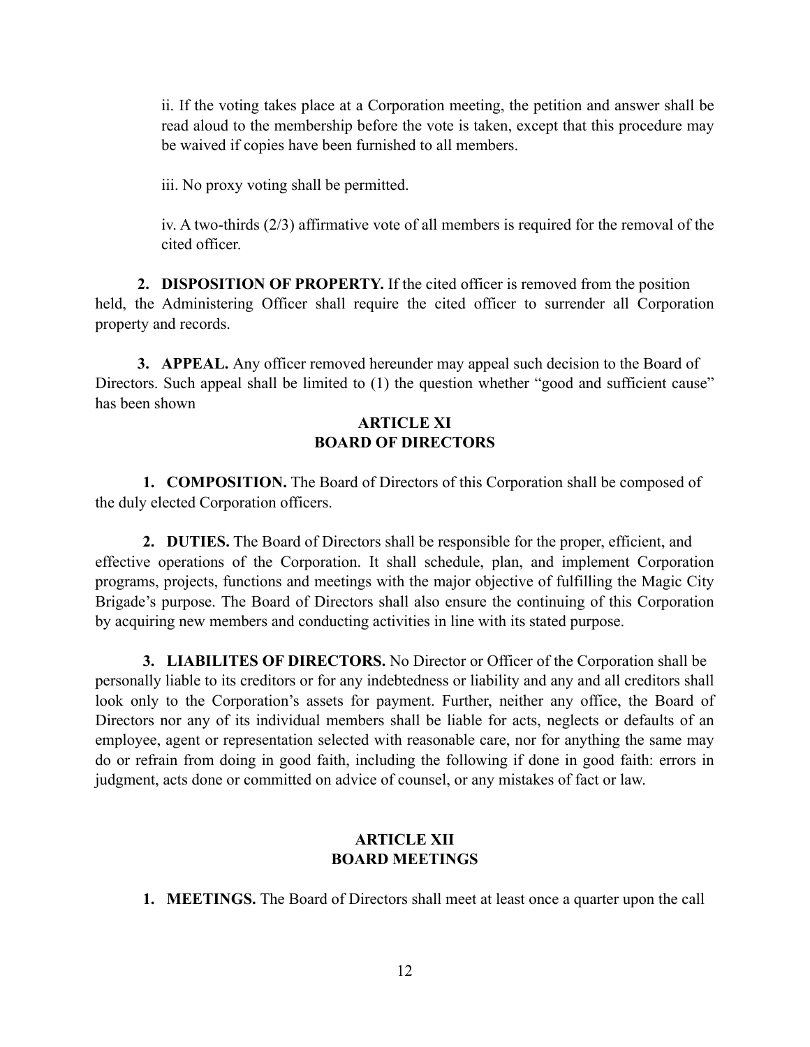ii. If the voting takes place at a Corporation meeting, the petition and answer shall be read aloud to the membership before the vote is taken, except that this procedure may be waived if copies have been furnished to all members.

iii. No proxy voting shall be permitted.

iv. A two-thirds (2/3) affirmative vote of all members is required for the removal of the cited officer.

**2. DISPOSITION OF PROPERTY.** If the cited officer is removed from the position held, the Administering Officer shall require the cited officer to surrender all Corporation property and records.

**3. APPEAL.** Any officer removed hereunder may appeal such decision to the Board of Directors. Such appeal shall be limited to (1) the question whether "good and sufficient cause" has been shown

## ARTICLE XI
## BOARD OF DIRECTORS

**1. COMPOSITION.** The Board of Directors of this Corporation shall be composed of the duly elected Corporation officers.

**2. DUTIES.** The Board of Directors shall be responsible for the proper, efficient, and effective operations of the Corporation. It shall schedule, plan, and implement Corporation programs, projects, functions and meetings with the major objective of fulfilling the Magic City Brigade's purpose. The Board of Directors shall also ensure the continuing of this Corporation by acquiring new members and conducting activities in line with its stated purpose.

**3. LIABILITES OF DIRECTORS.** No Director or Officer of the Corporation shall be personally liable to its creditors or for any indebtedness or liability and any and all creditors shall look only to the Corporation's assets for payment. Further, neither any office, the Board of Directors nor any of its individual members shall be liable for acts, neglects or defaults of an employee, agent or representation selected with reasonable care, nor for anything the same may do or refrain from doing in good faith, including the following if done in good faith: errors in judgment, acts done or committed on advice of counsel, or any mistakes of fact or law.

## ARTICLE XII
## BOARD MEETINGS

**1. MEETINGS.** The Board of Directors shall meet at least once a quarter upon the call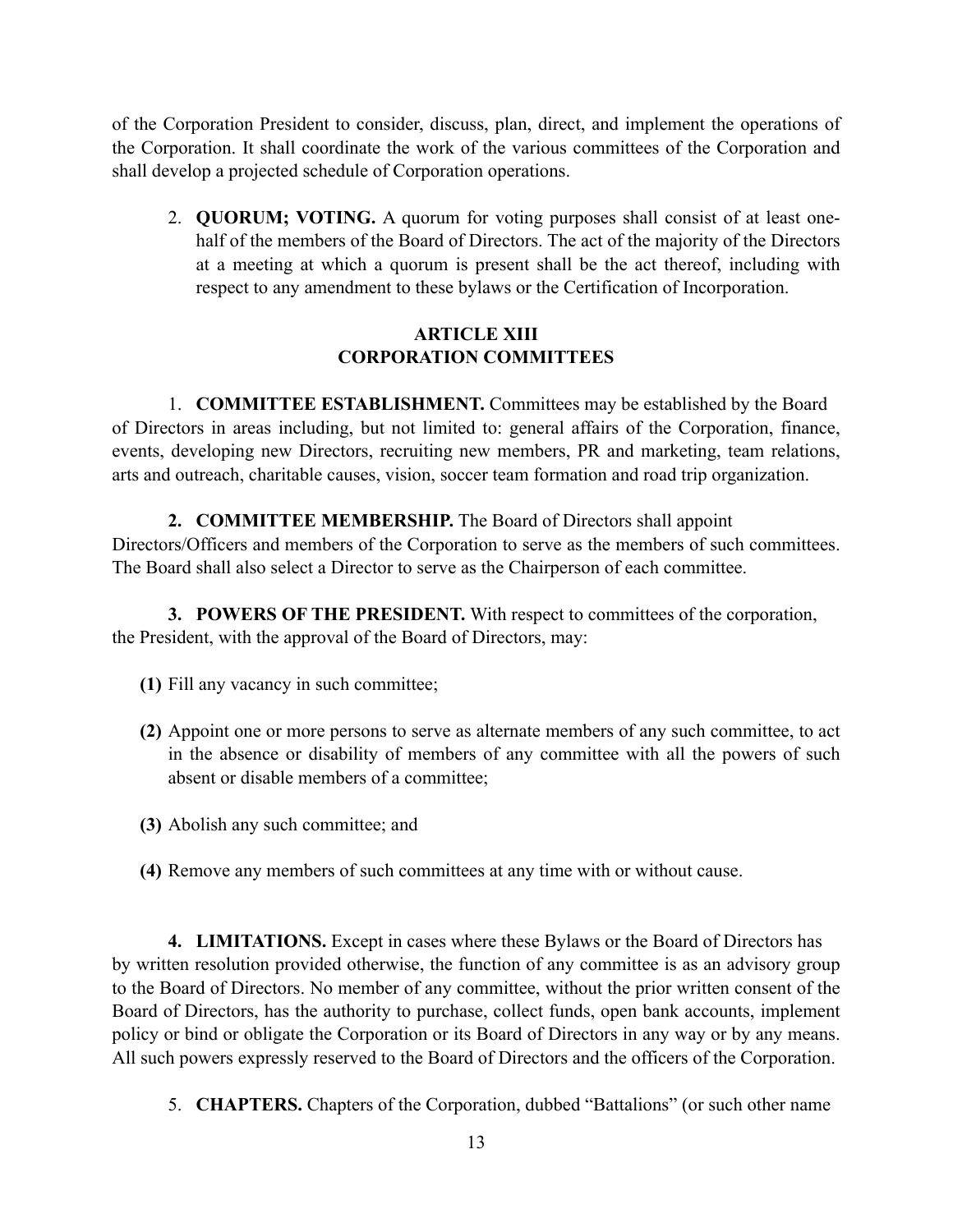of the Corporation President to consider, discuss, plan, direct, and implement the operations of the Corporation. It shall coordinate the work of the various committees of the Corporation and shall develop a projected schedule of Corporation operations.

2. **QUORUM; VOTING.** A quorum for voting purposes shall consist of at least one-half of the members of the Board of Directors. The act of the majority of the Directors at a meeting at which a quorum is present shall be the act thereof, including with respect to any amendment to these bylaws or the Certification of Incorporation.

## ARTICLE XIII
## CORPORATION COMMITTEES

1. **COMMITTEE ESTABLISHMENT.** Committees may be established by the Board of Directors in areas including, but not limited to: general affairs of the Corporation, finance, events, developing new Directors, recruiting new members, PR and marketing, team relations, arts and outreach, charitable causes, vision, soccer team formation and road trip organization.

**2. COMMITTEE MEMBERSHIP.** The Board of Directors shall appoint Directors/Officers and members of the Corporation to serve as the members of such committees. The Board shall also select a Director to serve as the Chairperson of each committee.

**3. POWERS OF THE PRESIDENT.** With respect to committees of the corporation, the President, with the approval of the Board of Directors, may:

**(1)** Fill any vacancy in such committee;

**(2)** Appoint one or more persons to serve as alternate members of any such committee, to act in the absence or disability of members of any committee with all the powers of such absent or disable members of a committee;

**(3)** Abolish any such committee; and

**(4)** Remove any members of such committees at any time with or without cause.

**4. LIMITATIONS.** Except in cases where these Bylaws or the Board of Directors has by written resolution provided otherwise, the function of any committee is as an advisory group to the Board of Directors. No member of any committee, without the prior written consent of the Board of Directors, has the authority to purchase, collect funds, open bank accounts, implement policy or bind or obligate the Corporation or its Board of Directors in any way or by any means. All such powers expressly reserved to the Board of Directors and the officers of the Corporation.

5. **CHAPTERS.** Chapters of the Corporation, dubbed "Battalions" (or such other name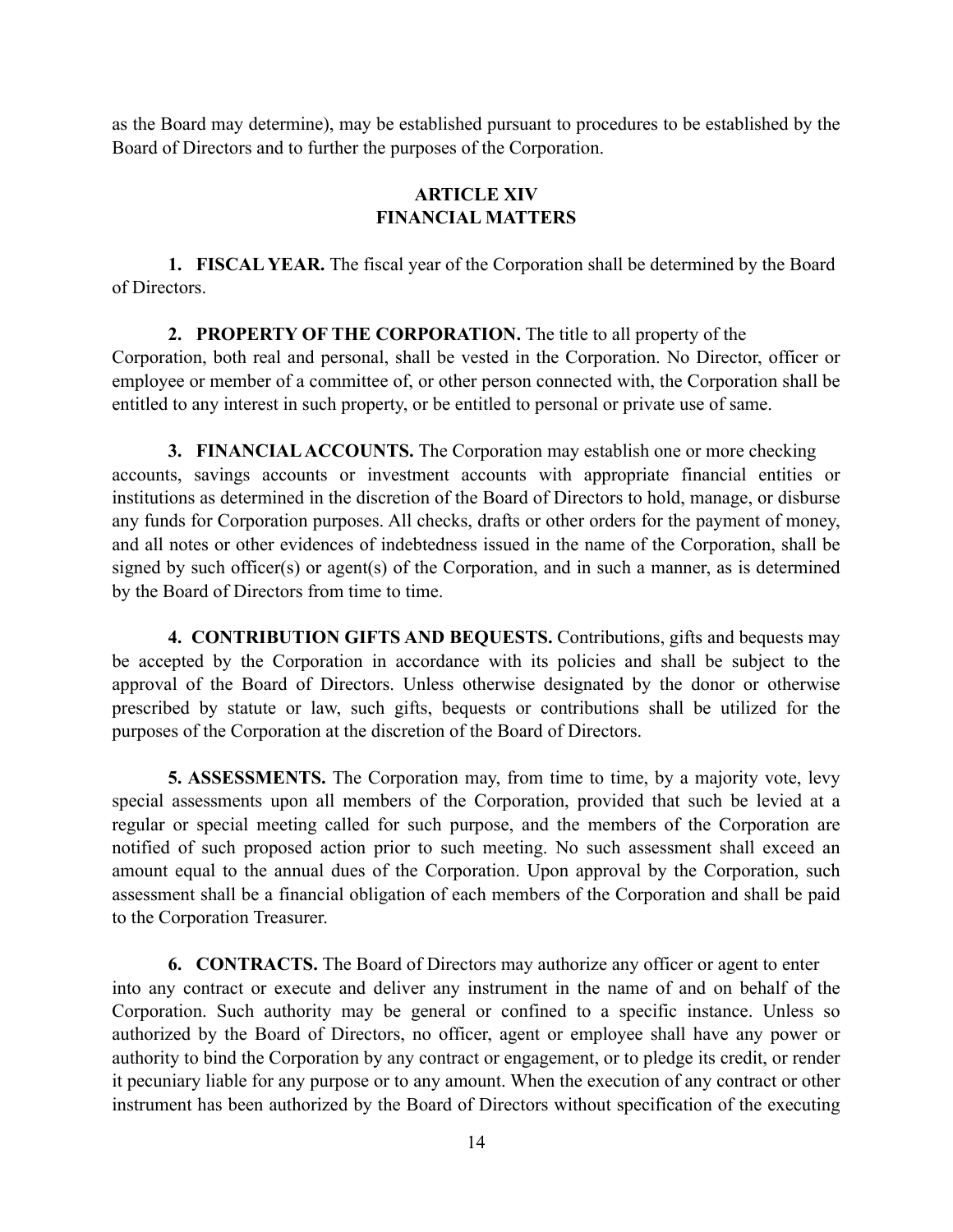as the Board may determine), may be established pursuant to procedures to be established by the Board of Directors and to further the purposes of the Corporation.

## ARTICLE XIV
## FINANCIAL MATTERS

**1. FISCAL YEAR.** The fiscal year of the Corporation shall be determined by the Board of Directors.

**2. PROPERTY OF THE CORPORATION.** The title to all property of the Corporation, both real and personal, shall be vested in the Corporation. No Director, officer or employee or member of a committee of, or other person connected with, the Corporation shall be entitled to any interest in such property, or be entitled to personal or private use of same.

**3. FINANCIAL ACCOUNTS.** The Corporation may establish one or more checking accounts, savings accounts or investment accounts with appropriate financial entities or institutions as determined in the discretion of the Board of Directors to hold, manage, or disburse any funds for Corporation purposes. All checks, drafts or other orders for the payment of money, and all notes or other evidences of indebtedness issued in the name of the Corporation, shall be signed by such officer(s) or agent(s) of the Corporation, and in such a manner, as is determined by the Board of Directors from time to time.

**4. CONTRIBUTION GIFTS AND BEQUESTS.** Contributions, gifts and bequests may be accepted by the Corporation in accordance with its policies and shall be subject to the approval of the Board of Directors. Unless otherwise designated by the donor or otherwise prescribed by statute or law, such gifts, bequests or contributions shall be utilized for the purposes of the Corporation at the discretion of the Board of Directors.

**5. ASSESSMENTS.** The Corporation may, from time to time, by a majority vote, levy special assessments upon all members of the Corporation, provided that such be levied at a regular or special meeting called for such purpose, and the members of the Corporation are notified of such proposed action prior to such meeting. No such assessment shall exceed an amount equal to the annual dues of the Corporation. Upon approval by the Corporation, such assessment shall be a financial obligation of each members of the Corporation and shall be paid to the Corporation Treasurer.

**6. CONTRACTS.** The Board of Directors may authorize any officer or agent to enter into any contract or execute and deliver any instrument in the name of and on behalf of the Corporation. Such authority may be general or confined to a specific instance. Unless so authorized by the Board of Directors, no officer, agent or employee shall have any power or authority to bind the Corporation by any contract or engagement, or to pledge its credit, or render it pecuniary liable for any purpose or to any amount. When the execution of any contract or other instrument has been authorized by the Board of Directors without specification of the executing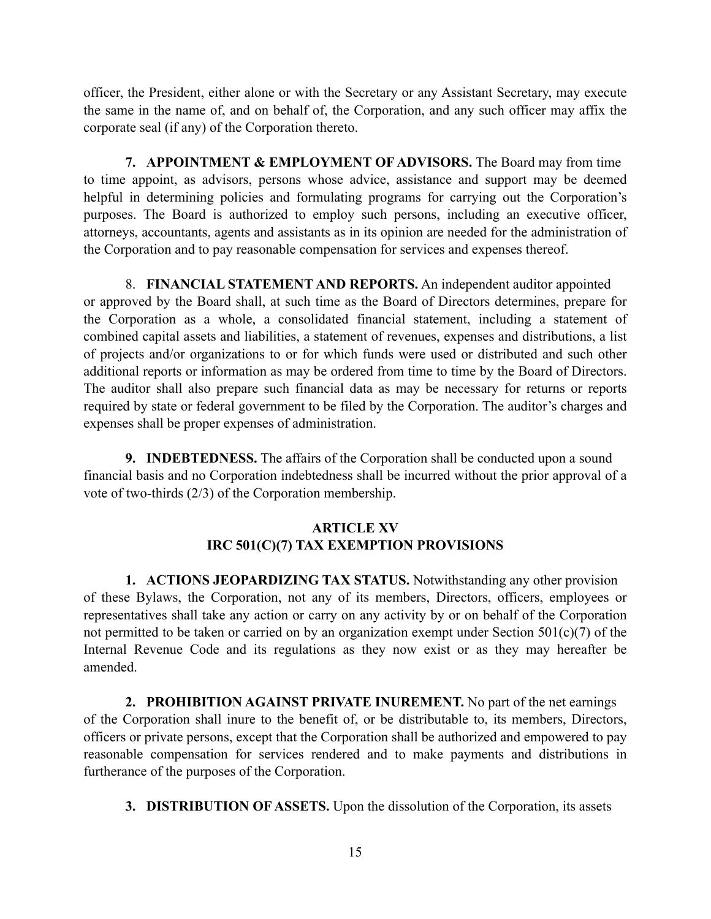officer, the President, either alone or with the Secretary or any Assistant Secretary, may execute the same in the name of, and on behalf of, the Corporation, and any such officer may affix the corporate seal (if any) of the Corporation thereto.

**7. APPOINTMENT & EMPLOYMENT OF ADVISORS.** The Board may from time to time appoint, as advisors, persons whose advice, assistance and support may be deemed helpful in determining policies and formulating programs for carrying out the Corporation's purposes. The Board is authorized to employ such persons, including an executive officer, attorneys, accountants, agents and assistants as in its opinion are needed for the administration of the Corporation and to pay reasonable compensation for services and expenses thereof.

8. **FINANCIAL STATEMENT AND REPORTS.** An independent auditor appointed or approved by the Board shall, at such time as the Board of Directors determines, prepare for the Corporation as a whole, a consolidated financial statement, including a statement of combined capital assets and liabilities, a statement of revenues, expenses and distributions, a list of projects and/or organizations to or for which funds were used or distributed and such other additional reports or information as may be ordered from time to time by the Board of Directors. The auditor shall also prepare such financial data as may be necessary for returns or reports required by state or federal government to be filed by the Corporation. The auditor's charges and expenses shall be proper expenses of administration.

**9. INDEBTEDNESS.** The affairs of the Corporation shall be conducted upon a sound financial basis and no Corporation indebtedness shall be incurred without the prior approval of a vote of two-thirds (2/3) of the Corporation membership.

## ARTICLE XV
## IRC 501(C)(7) TAX EXEMPTION PROVISIONS

**1. ACTIONS JEOPARDIZING TAX STATUS.** Notwithstanding any other provision of these Bylaws, the Corporation, not any of its members, Directors, officers, employees or representatives shall take any action or carry on any activity by or on behalf of the Corporation not permitted to be taken or carried on by an organization exempt under Section 501(c)(7) of the Internal Revenue Code and its regulations as they now exist or as they may hereafter be amended.

**2. PROHIBITION AGAINST PRIVATE INUREMENT.** No part of the net earnings of the Corporation shall inure to the benefit of, or be distributable to, its members, Directors, officers or private persons, except that the Corporation shall be authorized and empowered to pay reasonable compensation for services rendered and to make payments and distributions in furtherance of the purposes of the Corporation.

**3. DISTRIBUTION OF ASSETS.** Upon the dissolution of the Corporation, its assets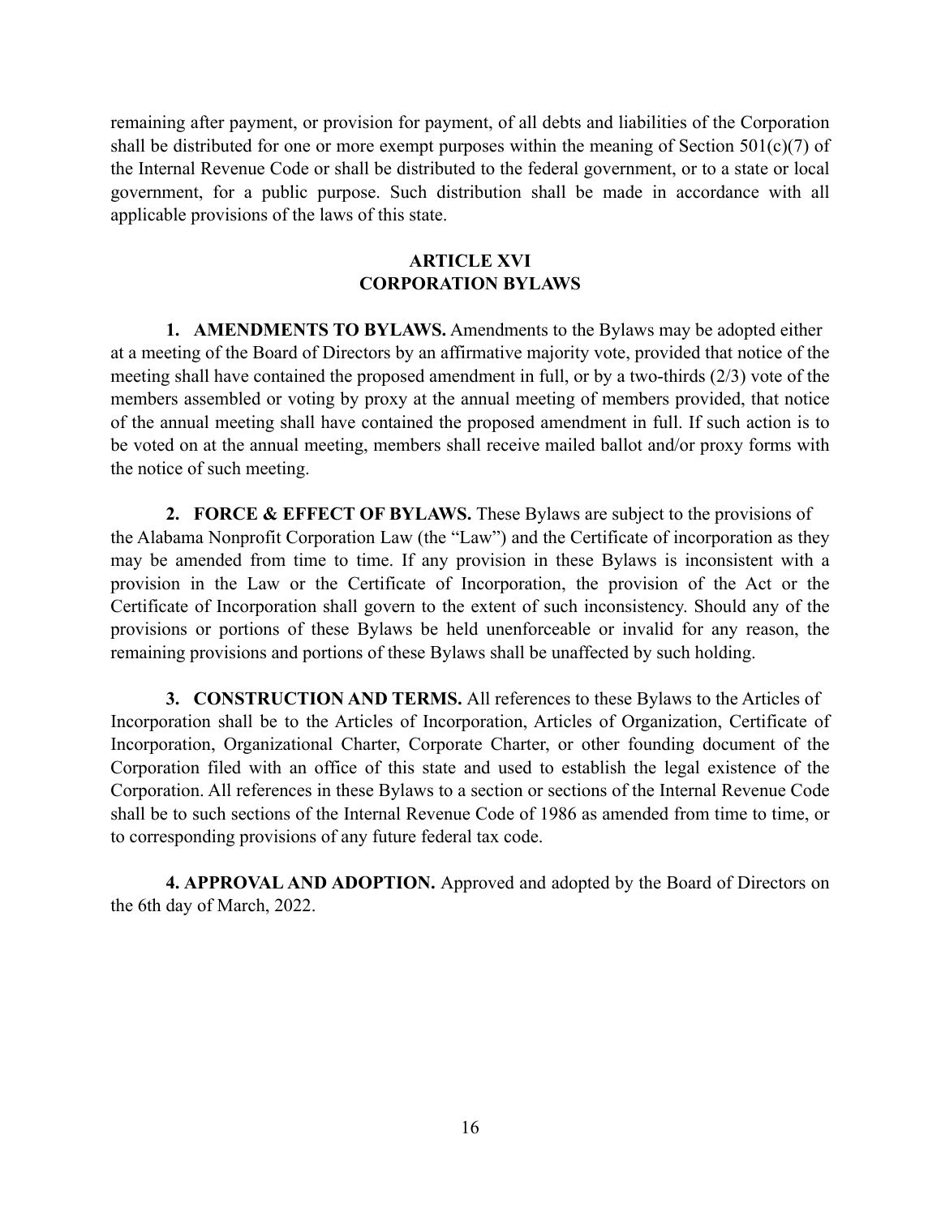remaining after payment, or provision for payment, of all debts and liabilities of the Corporation shall be distributed for one or more exempt purposes within the meaning of Section 501(c)(7) of the Internal Revenue Code or shall be distributed to the federal government, or to a state or local government, for a public purpose. Such distribution shall be made in accordance with all applicable provisions of the laws of this state.

## ARTICLE XVI
## CORPORATION BYLAWS

**1. AMENDMENTS TO BYLAWS.** Amendments to the Bylaws may be adopted either at a meeting of the Board of Directors by an affirmative majority vote, provided that notice of the meeting shall have contained the proposed amendment in full, or by a two-thirds (2/3) vote of the members assembled or voting by proxy at the annual meeting of members provided, that notice of the annual meeting shall have contained the proposed amendment in full. If such action is to be voted on at the annual meeting, members shall receive mailed ballot and/or proxy forms with the notice of such meeting.

**2. FORCE & EFFECT OF BYLAWS.** These Bylaws are subject to the provisions of the Alabama Nonprofit Corporation Law (the "Law") and the Certificate of incorporation as they may be amended from time to time. If any provision in these Bylaws is inconsistent with a provision in the Law or the Certificate of Incorporation, the provision of the Act or the Certificate of Incorporation shall govern to the extent of such inconsistency. Should any of the provisions or portions of these Bylaws be held unenforceable or invalid for any reason, the remaining provisions and portions of these Bylaws shall be unaffected by such holding.

**3. CONSTRUCTION AND TERMS.** All references to these Bylaws to the Articles of Incorporation shall be to the Articles of Incorporation, Articles of Organization, Certificate of Incorporation, Organizational Charter, Corporate Charter, or other founding document of the Corporation filed with an office of this state and used to establish the legal existence of the Corporation. All references in these Bylaws to a section or sections of the Internal Revenue Code shall be to such sections of the Internal Revenue Code of 1986 as amended from time to time, or to corresponding provisions of any future federal tax code.

**4. APPROVAL AND ADOPTION.** Approved and adopted by the Board of Directors on the 6th day of March, 2022.